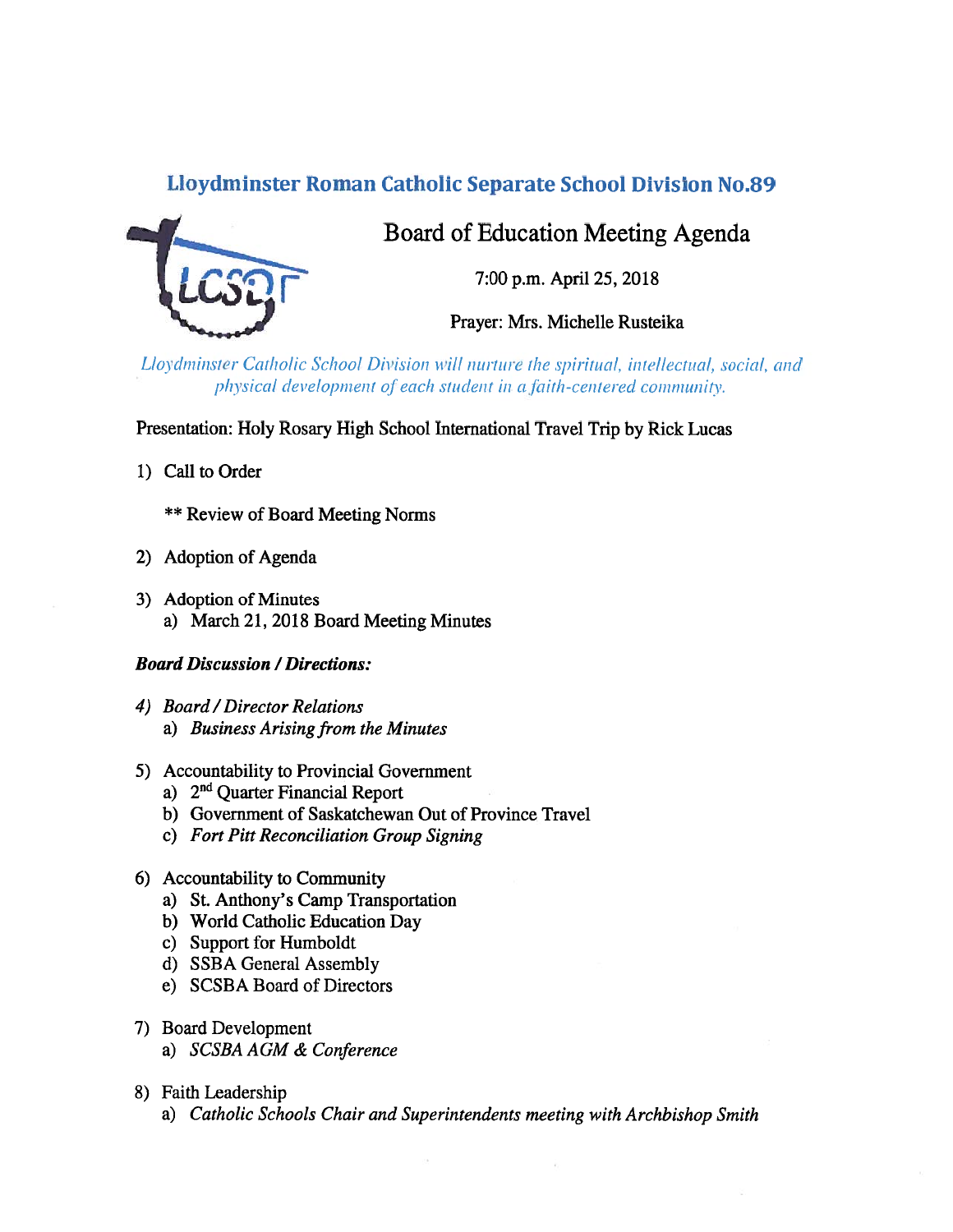# Lloydminster Roman Catholic Separate School Division No.89

## Board of Education Meeting Agenda

7:00 p.m. April 25, 2018

Prayer: Mrs. Michelle Rusteika

*Lloydminster Catholic School Division will nurture the spiritual, intellectual, social, and physical development of each student in a faith-centered community.*

Presentation: Holy Rosary High School International Travel Trip by Rick Lucas

1) Call to Order

   ** Review of Board Meeting Norms

2) Adoption of Agenda

3) Adoption of Minutes
   a) March 21, 2018 Board Meeting Minutes

***Board Discussion / Directions:***

4) *Board / Director Relations*
   a) *Business Arising from the Minutes*

5) Accountability to Provincial Government
   a) 2nd Quarter Financial Report
   b) Government of Saskatchewan Out of Province Travel
   c) *Fort Pitt Reconciliation Group Signing*

6) Accountability to Community
   a) St. Anthony's Camp Transportation
   b) World Catholic Education Day
   c) Support for Humboldt
   d) SSBA General Assembly
   e) SCSBA Board of Directors

7) Board Development
   a) *SCSBA AGM & Conference*

8) Faith Leadership
   a) *Catholic Schools Chair and Superintendents meeting with Archbishop Smith*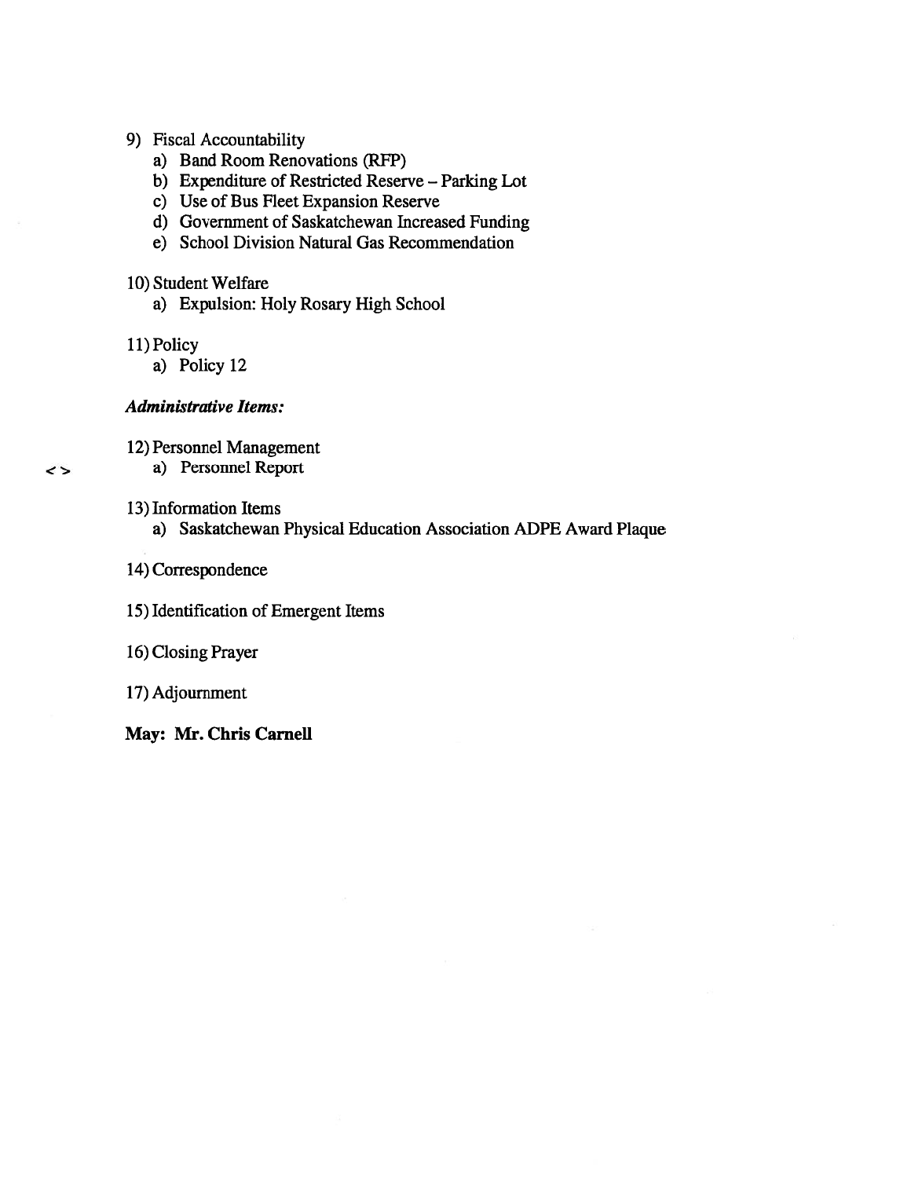9) Fiscal Accountability
   a) Band Room Renovations (RFP)
   b) Expenditure of Restricted Reserve – Parking Lot
   c) Use of Bus Fleet Expansion Reserve
   d) Government of Saskatchewan Increased Funding
   e) School Division Natural Gas Recommendation

10) Student Welfare
   a) Expulsion: Holy Rosary High School

11) Policy
   a) Policy 12

***Administrative Items:***

12) Personnel Management
   <> a) Personnel Report

13) Information Items
   a) Saskatchewan Physical Education Association ADPE Award Plaque

14) Correspondence

15) Identification of Emergent Items

16) Closing Prayer

17) Adjournment

**May: Mr. Chris Carnell**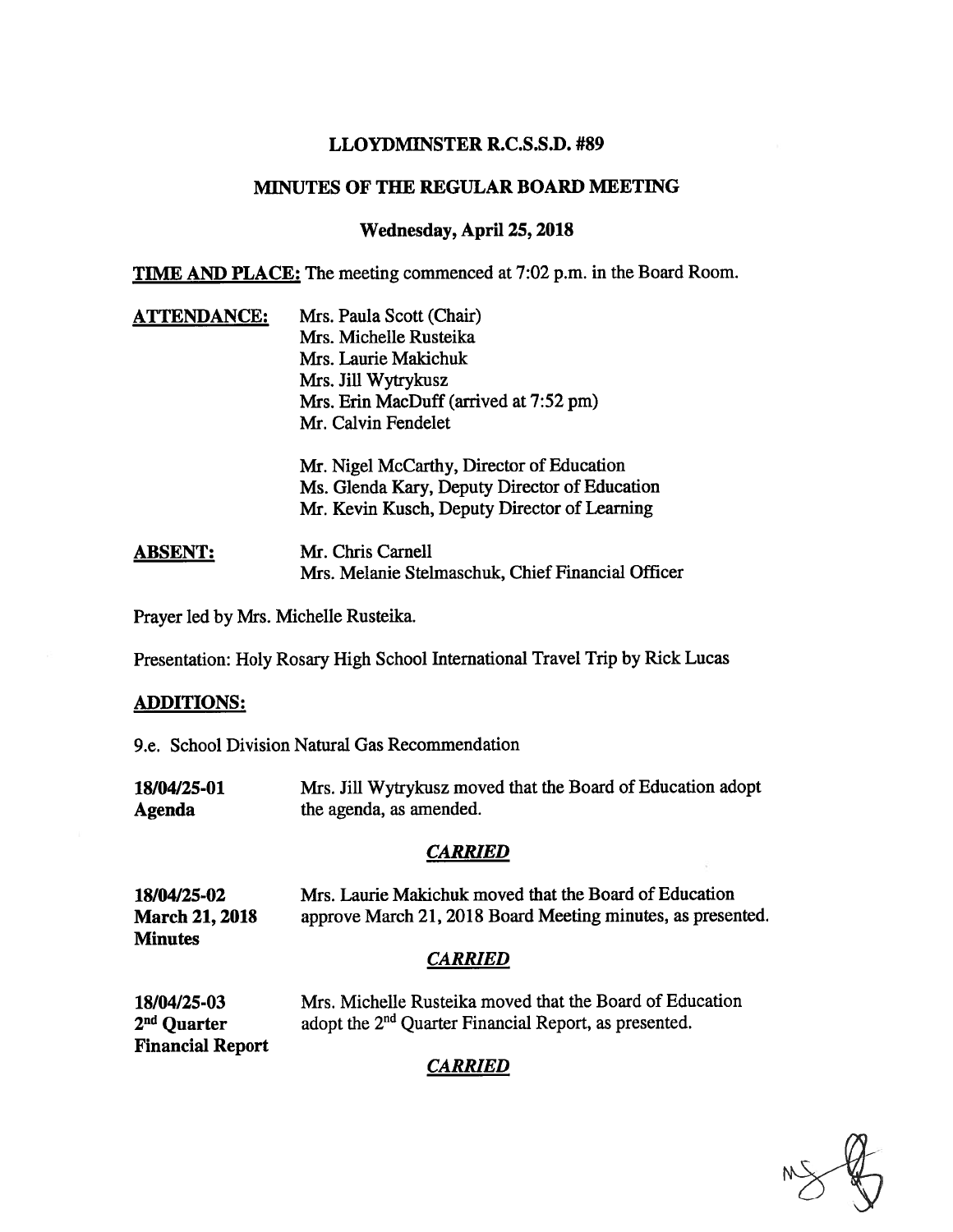# LLOYDMINSTER R.C.S.S.D. #89

## MINUTES OF THE REGULAR BOARD MEETING

### Wednesday, April 25, 2018

**TIME AND PLACE:** The meeting commenced at 7:02 p.m. in the Board Room.

**ATTENDANCE:**
Mrs. Paula Scott (Chair)
Mrs. Michelle Rusteika
Mrs. Laurie Makichuk
Mrs. Jill Wytrykusz
Mrs. Erin MacDuff (arrived at 7:52 pm)
Mr. Calvin Fendelet

Mr. Nigel McCarthy, Director of Education
Ms. Glenda Kary, Deputy Director of Education
Mr. Kevin Kusch, Deputy Director of Learning

**ABSENT:**
Mr. Chris Carnell
Mrs. Melanie Stelmaschuk, Chief Financial Officer

Prayer led by Mrs. Michelle Rusteika.

Presentation: Holy Rosary High School International Travel Trip by Rick Lucas

**ADDITIONS:**

9.e. School Division Natural Gas Recommendation

**18/04/25-01**
**Agenda**

Mrs. Jill Wytrykusz moved that the Board of Education adopt the agenda, as amended.

***CARRIED***

**18/04/25-02**
**March 21, 2018**
**Minutes**

Mrs. Laurie Makichuk moved that the Board of Education approve March 21, 2018 Board Meeting minutes, as presented.

***CARRIED***

**18/04/25-03**
**2nd Quarter**
**Financial Report**

Mrs. Michelle Rusteika moved that the Board of Education adopt the 2nd Quarter Financial Report, as presented.

***CARRIED***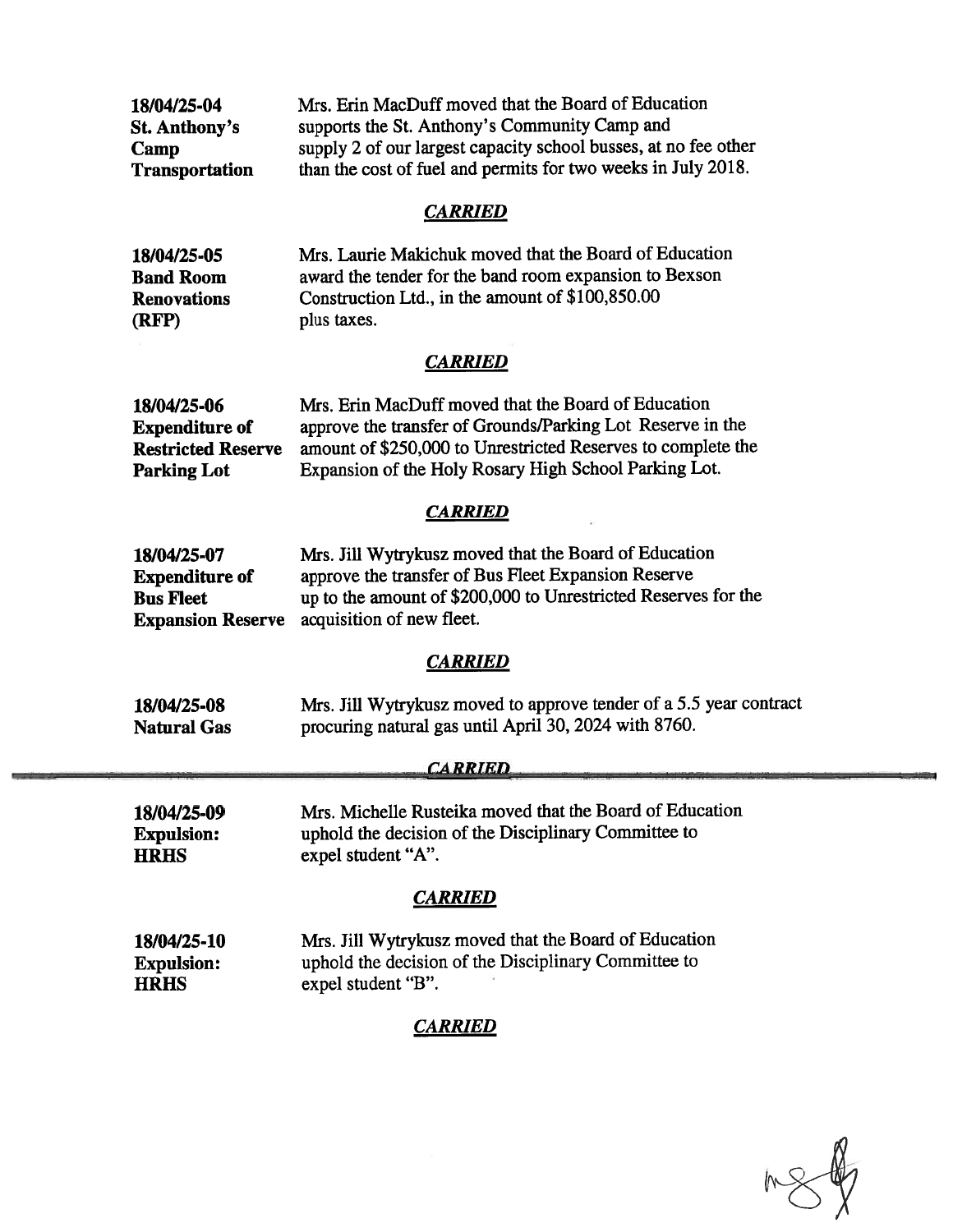**18/04/25-04**
**St. Anthony's Camp Transportation**

Mrs. Erin MacDuff moved that the Board of Education supports the St. Anthony's Community Camp and supply 2 of our largest capacity school busses, at no fee other than the cost of fuel and permits for two weeks in July 2018.

***CARRIED***

**18/04/25-05**
**Band Room Renovations (RFP)**

Mrs. Laurie Makichuk moved that the Board of Education award the tender for the band room expansion to Bexson Construction Ltd., in the amount of $100,850.00 plus taxes.

***CARRIED***

**18/04/25-06**
**Expenditure of Restricted Reserve Parking Lot**

Mrs. Erin MacDuff moved that the Board of Education approve the transfer of Grounds/Parking Lot Reserve in the amount of $250,000 to Unrestricted Reserves to complete the Expansion of the Holy Rosary High School Parking Lot.

***CARRIED***

**18/04/25-07**
**Expenditure of Bus Fleet Expansion Reserve**

Mrs. Jill Wytrykusz moved that the Board of Education approve the transfer of Bus Fleet Expansion Reserve up to the amount of $200,000 to Unrestricted Reserves for the acquisition of new fleet.

***CARRIED***

**18/04/25-08**
**Natural Gas**

Mrs. Jill Wytrykusz moved to approve tender of a 5.5 year contract procuring natural gas until April 30, 2024 with 8760.

***CARRIED***

---

**18/04/25-09**
**Expulsion: HRHS**

Mrs. Michelle Rusteika moved that the Board of Education uphold the decision of the Disciplinary Committee to expel student "A".

***CARRIED***

**18/04/25-10**
**Expulsion: HRHS**

Mrs. Jill Wytrykusz moved that the Board of Education uphold the decision of the Disciplinary Committee to expel student "B".

***CARRIED***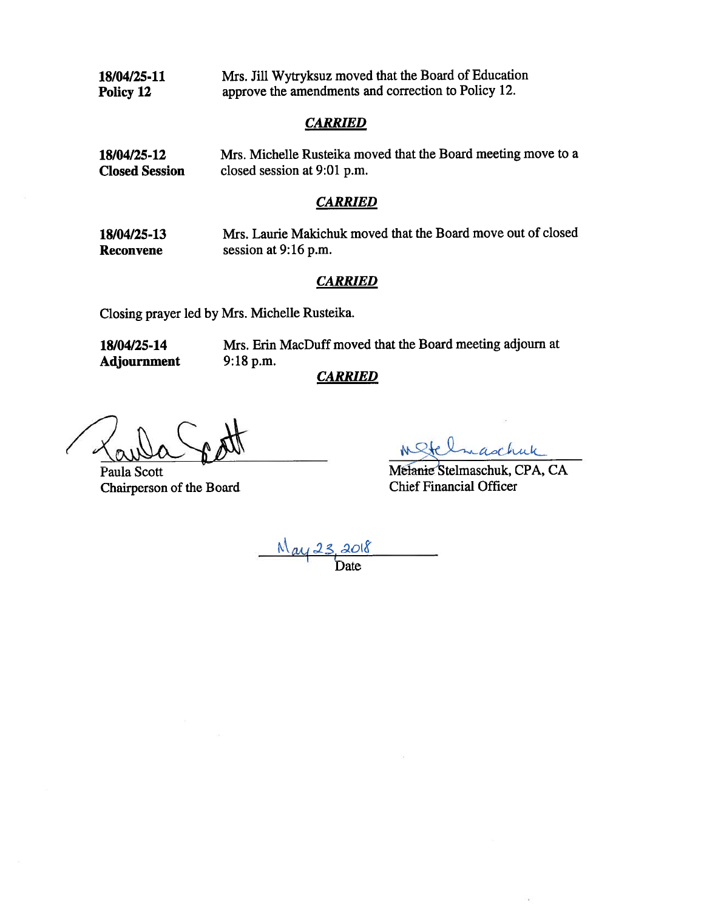**18/04/25-11**
**Policy 12**

Mrs. Jill Wytryksuz moved that the Board of Education approve the amendments and correction to Policy 12.

***CARRIED***

**18/04/25-12**
**Closed Session**

Mrs. Michelle Rusteika moved that the Board meeting move to a closed session at 9:01 p.m.

***CARRIED***

**18/04/25-13**
**Reconvene**

Mrs. Laurie Makichuk moved that the Board move out of closed session at 9:16 p.m.

***CARRIED***

Closing prayer led by Mrs. Michelle Rusteika.

**18/04/25-14**
**Adjournment**

Mrs. Erin MacDuff moved that the Board meeting adjourn at 9:18 p.m.

***CARRIED***

Paula Scott
Chairperson of the Board

Melanie Stelmaschuk, CPA, CA
Chief Financial Officer

May 23, 2018
Date